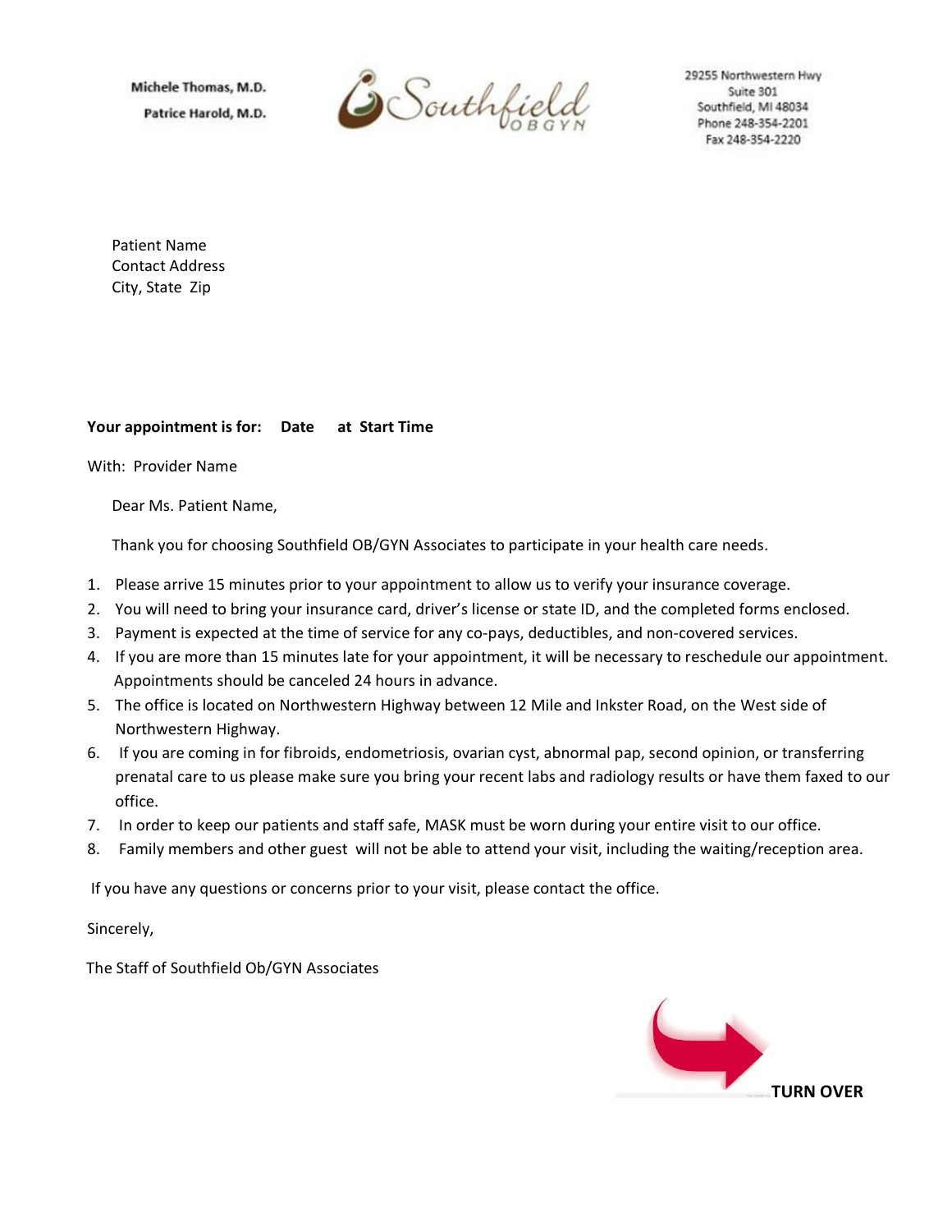Michele Thomas, M.D.
Patrice Harold, M.D.

Southfield OBGYN

29255 Northwestern Hwy
Suite 301
Southfield, MI 48034
Phone 248-354-2201
Fax 248-354-2220

Patient Name
Contact Address
City, State Zip

**Your appointment is for: Date at Start Time**

With: Provider Name

Dear Ms. Patient Name,

Thank you for choosing Southfield OB/GYN Associates to participate in your health care needs.

1. Please arrive 15 minutes prior to your appointment to allow us to verify your insurance coverage.
2. You will need to bring your insurance card, driver's license or state ID, and the completed forms enclosed.
3. Payment is expected at the time of service for any co-pays, deductibles, and non-covered services.
4. If you are more than 15 minutes late for your appointment, it will be necessary to reschedule our appointment. Appointments should be canceled 24 hours in advance.
5. The office is located on Northwestern Highway between 12 Mile and Inkster Road, on the West side of Northwestern Highway.
6. If you are coming in for fibroids, endometriosis, ovarian cyst, abnormal pap, second opinion, or transferring prenatal care to us please make sure you bring your recent labs and radiology results or have them faxed to our office.
7. In order to keep our patients and staff safe, MASK must be worn during your entire visit to our office.
8. Family members and other guest will not be able to attend your visit, including the waiting/reception area.

If you have any questions or concerns prior to your visit, please contact the office.

Sincerely,

The Staff of Southfield Ob/GYN Associates

**TURN OVER**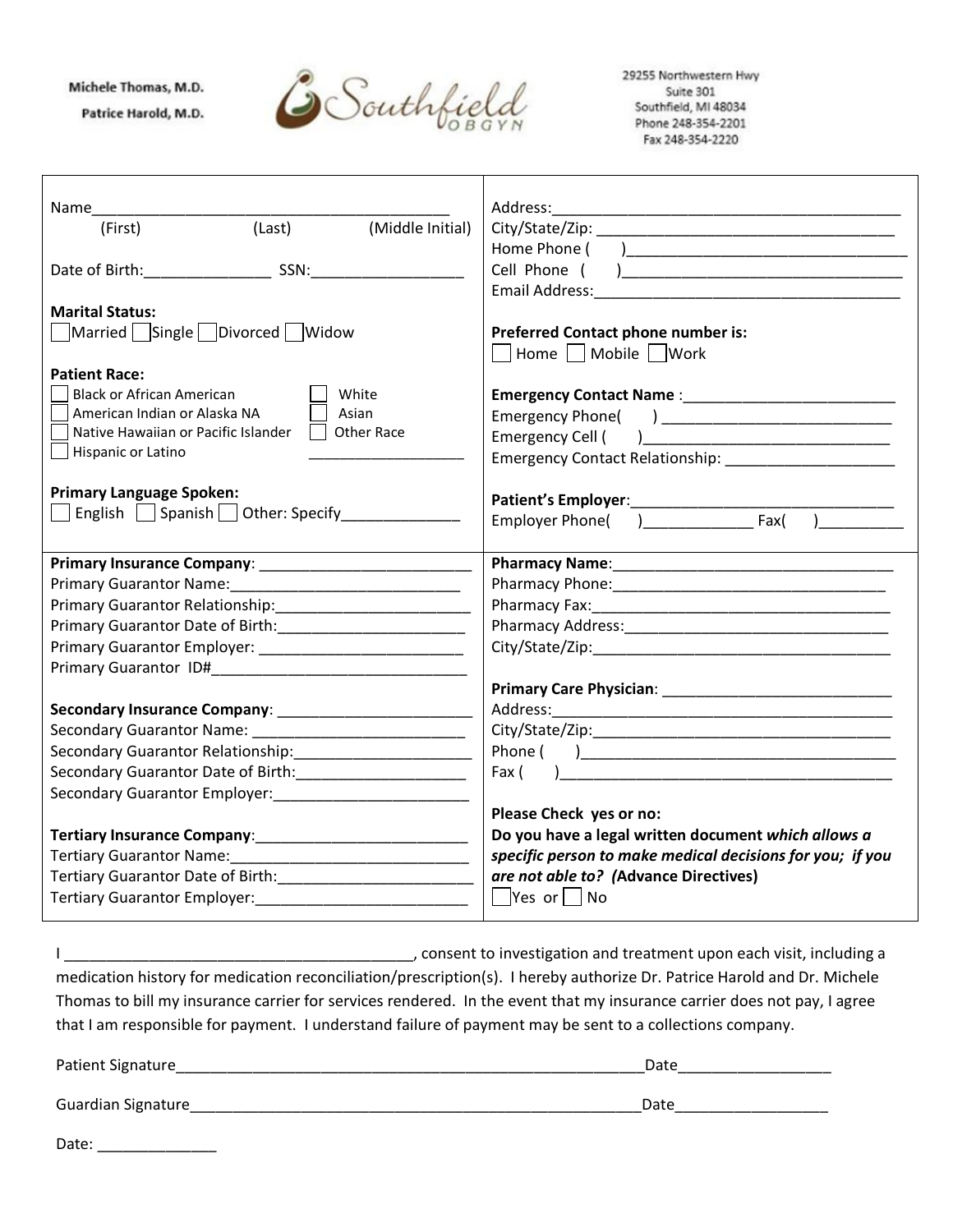Michele Thomas, M.D.
Patrice Harold, M.D.

Southfield OBGYN

29255 Northwestern Hwy
Suite 301
Southfield, MI 48034
Phone 248-354-2201
Fax 248-354-2220

Name___________________________________________
(First) (Last) (Middle Initial)

Date of Birth:_______________ SSN:__________________

**Marital Status:**
☐ Married ☐ Single ☐ Divorced ☐ Widow

**Patient Race:**
☐ Black or African American ☐ White
☐ American Indian or Alaska NA ☐ Asian
☐ Native Hawaiian or Pacific Islander ☐ Other Race
☐ Hispanic or Latino ___________________

**Primary Language Spoken:**
☐ English ☐ Spanish ☐ Other: Specify______________

Address:_________________________________________
City/State/Zip: __________________________________
Home Phone ( )_________________________________
Cell Phone ( )_________________________________
Email Address:____________________________________

**Preferred Contact phone number is:**
☐ Home ☐ Mobile ☐ Work

**Emergency Contact Name** :________________________
Emergency Phone( ) __________________________
Emergency Cell ( )___________________________
Emergency Contact Relationship: ____________________

**Patient's Employer**:______________________________
Employer Phone( )_____________ Fax( )__________

**Primary Insurance Company**: _________________________
Primary Guarantor Name:___________________________
Primary Guarantor Relationship:______________________
Primary Guarantor Date of Birth:_____________________
Primary Guarantor Employer: ________________________
Primary Guarantor ID#______________________________

**Secondary Insurance Company**: _______________________
Secondary Guarantor Name: _________________________
Secondary Guarantor Relationship:_____________________
Secondary Guarantor Date of Birth:____________________
Secondary Guarantor Employer:_______________________

**Tertiary Insurance Company**:_________________________
Tertiary Guarantor Name:____________________________
Tertiary Guarantor Date of Birth:______________________
Tertiary Guarantor Employer:_________________________

**Pharmacy Name**:_________________________________
Pharmacy Phone:________________________________
Pharmacy Fax:__________________________________
Pharmacy Address:_______________________________
City/State/Zip:___________________________________

**Primary Care Physician**: ___________________________
Address:________________________________________
City/State/Zip:___________________________________
Phone ( )_____________________________________
Fax ( )_______________________________________

**Please Check yes or no:**
**Do you have a legal written document *which allows a specific person to make medical decisions for you; if you are not able to?* (Advance Directives)**
☐ Yes or ☐ No

I ________________________________________, consent to investigation and treatment upon each visit, including a medication history for medication reconciliation/prescription(s). I hereby authorize Dr. Patrice Harold and Dr. Michele Thomas to bill my insurance carrier for services rendered. In the event that my insurance carrier does not pay, I agree that I am responsible for payment. I understand failure of payment may be sent to a collections company.

Patient Signature_______________________________________________________Date_________________

Guardian Signature_____________________________________________________Date_________________

Date: ______________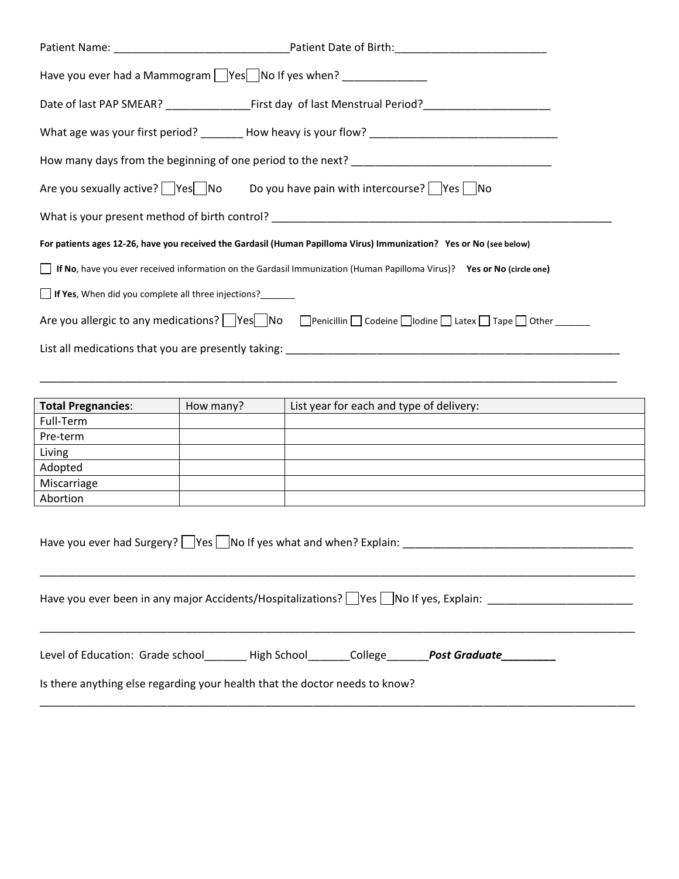Patient Name: _____________________________ Patient Date of Birth: _________________________

Have you ever had a Mammogram ☐ Yes ☐ No If yes when? ______________

Date of last PAP SMEAR? ______________ First day of last Menstrual Period? _____________________

What age was your first period? _______ How heavy is your flow? _______________________________

How many days from the beginning of one period to the next? _________________________________

Are you sexually active? ☐ Yes ☐ No Do you have pain with intercourse? ☐ Yes ☐ No

What is your present method of birth control? _________________________________________________________

**For patients ages 12-26, have you received the Gardasil (Human Papilloma Virus) Immunization? Yes or No (see below)**

☐ **If No**, have you ever received information on the Gardasil Immunization (Human Papilloma Virus)? **Yes or No (circle one)**

☐ **If Yes**, When did you complete all three injections? _______

Are you allergic to any medications? ☐ Yes ☐ No ☐ Penicillin ☐ Codeine ☐ Iodine ☐ Latex ☐ Tape ☐ Other _______

List all medications that you are presently taking: _________________________________________________________

_____________________________________________________________________________________________

| **Total Pregnancies**: | How many? | List year for each and type of delivery: |
|---|---|---|
| Full-Term | | |
| Pre-term | | |
| Living | | |
| Adopted | | |
| Miscarriage | | |
| Abortion | | |

Have you ever had Surgery? ☐ Yes ☐ No If yes what and when? Explain: ______________________________________

_____________________________________________________________________________________________

Have you ever been in any major Accidents/Hospitalizations? ☐ Yes ☐ No If yes, Explain: ________________________

_____________________________________________________________________________________________

Level of Education: Grade school_______ High School_______ College_______ ***Post Graduate_________***

Is there anything else regarding your health that the doctor needs to know?

_____________________________________________________________________________________________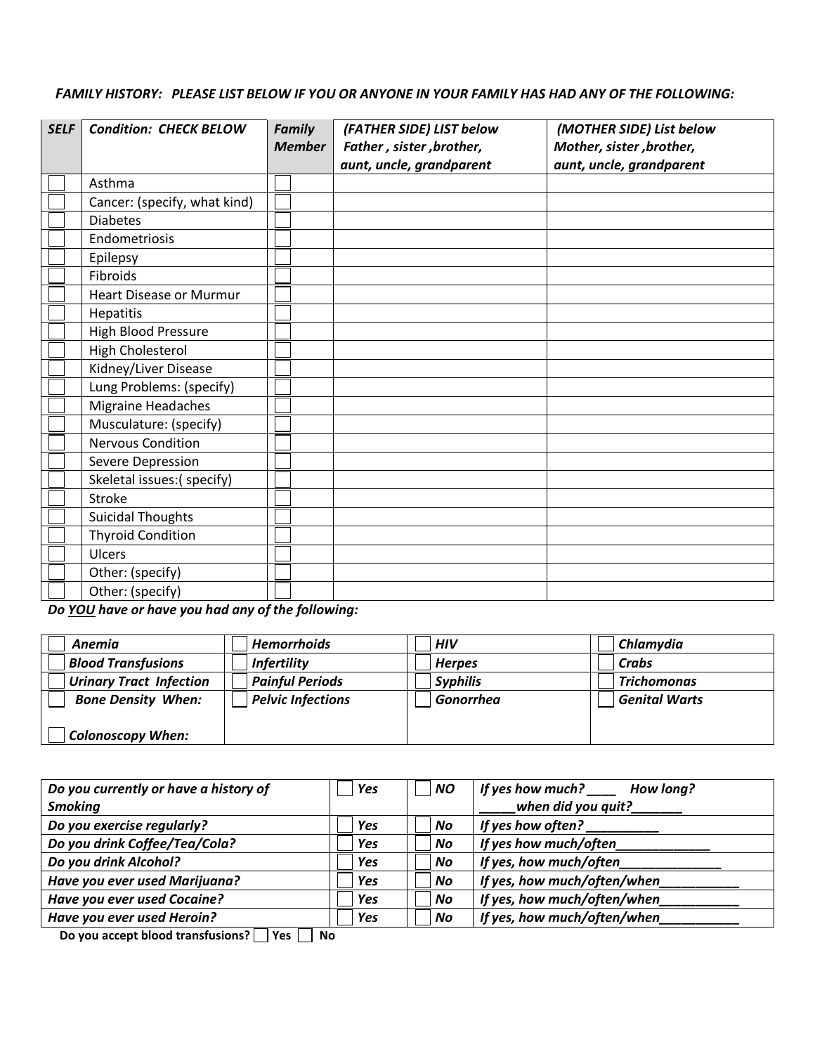***FAMILY HISTORY: PLEASE LIST BELOW IF YOU OR ANYONE IN YOUR FAMILY HAS HAD ANY OF THE FOLLOWING:***

| *SELF* | *Condition: CHECK BELOW* | *Family Member* | *(FATHER SIDE) LIST below Father , sister ,brother, aunt, uncle, grandparent* | *(MOTHER SIDE) List below Mother, sister ,brother, aunt, uncle, grandparent* |
|---|---|---|---|---|
| ☐ | Asthma | ☐ | | |
| ☐ | Cancer: (specify, what kind) | ☐ | | |
| ☐ | Diabetes | ☐ | | |
| ☐ | Endometriosis | ☐ | | |
| ☐ | Epilepsy | ☐ | | |
| ☐ | Fibroids | ☐ | | |
| ☐ | Heart Disease or Murmur | ☐ | | |
| ☐ | Hepatitis | ☐ | | |
| ☐ | High Blood Pressure | ☐ | | |
| ☐ | High Cholesterol | ☐ | | |
| ☐ | Kidney/Liver Disease | ☐ | | |
| ☐ | Lung Problems: (specify) | ☐ | | |
| ☐ | Migraine Headaches | ☐ | | |
| ☐ | Musculature: (specify) | ☐ | | |
| ☐ | Nervous Condition | ☐ | | |
| ☐ | Severe Depression | ☐ | | |
| ☐ | Skeletal issues:( specify) | ☐ | | |
| ☐ | Stroke | ☐ | | |
| ☐ | Suicidal Thoughts | ☐ | | |
| ☐ | Thyroid Condition | ☐ | | |
| ☐ | Ulcers | ☐ | | |
| ☐ | Other: (specify) | ☐ | | |
| ☐ | Other: (specify) | ☐ | | |

***Do YOU have or have you had any of the following:***

| | | | |
|---|---|---|---|
| ☐ ***Anemia*** | ☐ ***Hemorrhoids*** | ☐ ***HIV*** | ☐ ***Chlamydia*** |
| ☐ ***Blood Transfusions*** | ☐ ***Infertility*** | ☐ ***Herpes*** | ☐ ***Crabs*** |
| ☐ ***Urinary Tract Infection*** | ☐ ***Painful Periods*** | ☐ ***Syphilis*** | ☐ ***Trichomonas*** |
| ☐ ***Bone Density When:*** ☐ ***Colonoscopy When:*** | ☐ ***Pelvic Infections*** | ☐ ***Gonorrhea*** | ☐ ***Genital Warts*** |

| | | | |
|---|---|---|---|
| ***Do you currently or have a history of Smoking*** | ☐ ***Yes*** | ☐ ***NO*** | ***If yes how much? ____ How long? _____when did you quit?_______*** |
| ***Do you exercise regularly?*** | ☐ ***Yes*** | ☐ ***No*** | ***If yes how often? __________*** |
| ***Do you drink Coffee/Tea/Cola?*** | ☐ ***Yes*** | ☐ ***No*** | ***If yes how much/often_____________*** |
| ***Do you drink Alcohol?*** | ☐ ***Yes*** | ☐ ***No*** | ***If yes, how much/often______________*** |
| ***Have you ever used Marijuana?*** | ☐ ***Yes*** | ☐ ***No*** | ***If yes, how much/often/when___________*** |
| ***Have you ever used Cocaine?*** | ☐ ***Yes*** | ☐ ***No*** | ***If yes, how much/often/when___________*** |
| ***Have you ever used Heroin?*** | ☐ ***Yes*** | ☐ ***No*** | ***If yes, how much/often/when___________*** |

**Do you accept blood transfusions?** ☐ **Yes** ☐ **No**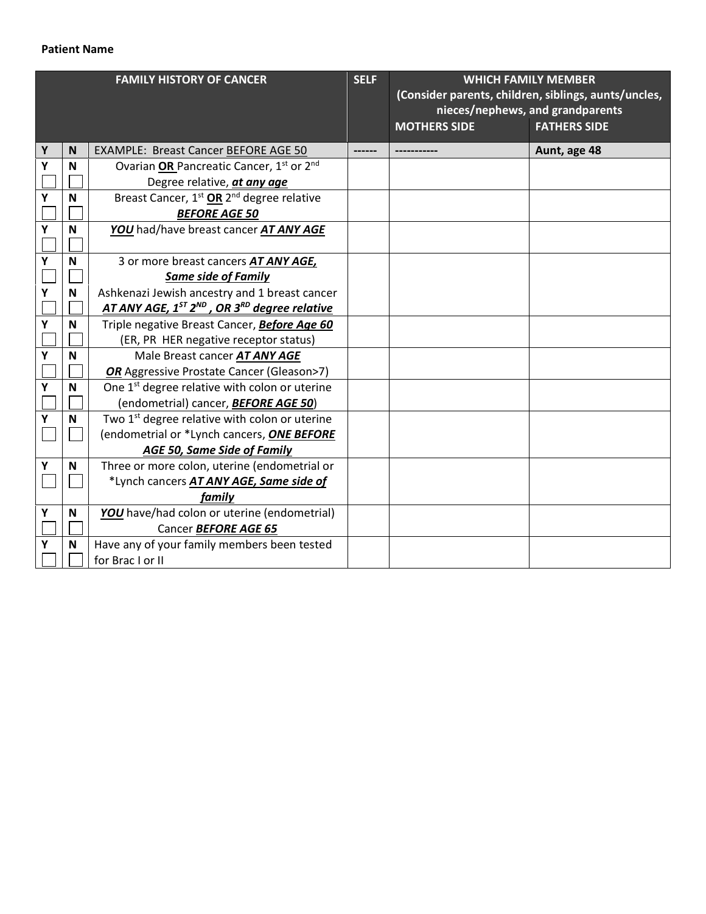**Patient Name**

| Y | N | FAMILY HISTORY OF CANCER | SELF | WHICH FAMILY MEMBER (Consider parents, children, siblings, aunts/uncles, nieces/nephews, and grandparents) MOTHERS SIDE | FATHERS SIDE |
|---|---|---|---|---|---|
| Y | N | EXAMPLE: Breast Cancer BEFORE AGE 50 | ------ | ----------- | Aunt, age 48 |
| Y ☐ | N ☐ | Ovarian **OR** Pancreatic Cancer, 1st or 2nd Degree relative, ***at any age*** | | | |
| Y ☐ | N ☐ | Breast Cancer, 1st **OR** 2nd degree relative ***BEFORE AGE 50*** | | | |
| Y ☐ | N ☐ | ***YOU*** had/have breast cancer ***AT ANY AGE*** | | | |
| Y ☐ | N ☐ | 3 or more breast cancers ***AT ANY AGE, Same side of Family*** | | | |
| Y ☐ | N ☐ | Ashkenazi Jewish ancestry and 1 breast cancer ***AT ANY AGE, 1ST 2ND, OR 3RD degree relative*** | | | |
| Y ☐ | N ☐ | Triple negative Breast Cancer, ***Before Age 60*** (ER, PR HER negative receptor status) | | | |
| Y ☐ | N ☐ | Male Breast cancer ***AT ANY AGE*** ***OR*** Aggressive Prostate Cancer (Gleason>7) | | | |
| Y ☐ | N ☐ | One 1st degree relative with colon or uterine (endometrial) cancer, ***BEFORE AGE 50***) | | | |
| Y ☐ | N ☐ | Two 1st degree relative with colon or uterine (endometrial or *Lynch cancers, ***ONE BEFORE AGE 50, Same Side of Family*** | | | |
| Y ☐ | N ☐ | Three or more colon, uterine (endometrial or *Lynch cancers ***AT ANY AGE, Same side of family*** | | | |
| Y ☐ | N ☐ | ***YOU*** have/had colon or uterine (endometrial) Cancer ***BEFORE AGE 65*** | | | |
| Y ☐ | N ☐ | Have any of your family members been tested for Brac I or II | | | |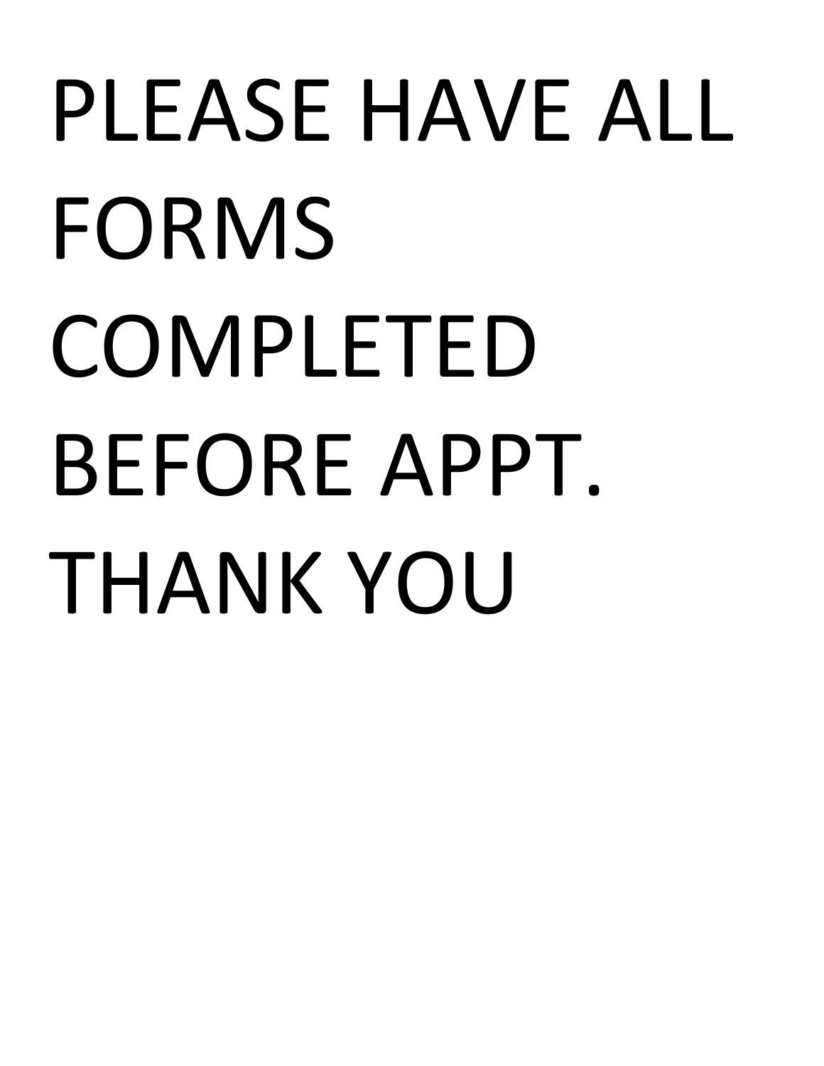PLEASE HAVE ALL FORMS COMPLETED BEFORE APPT. THANK YOU